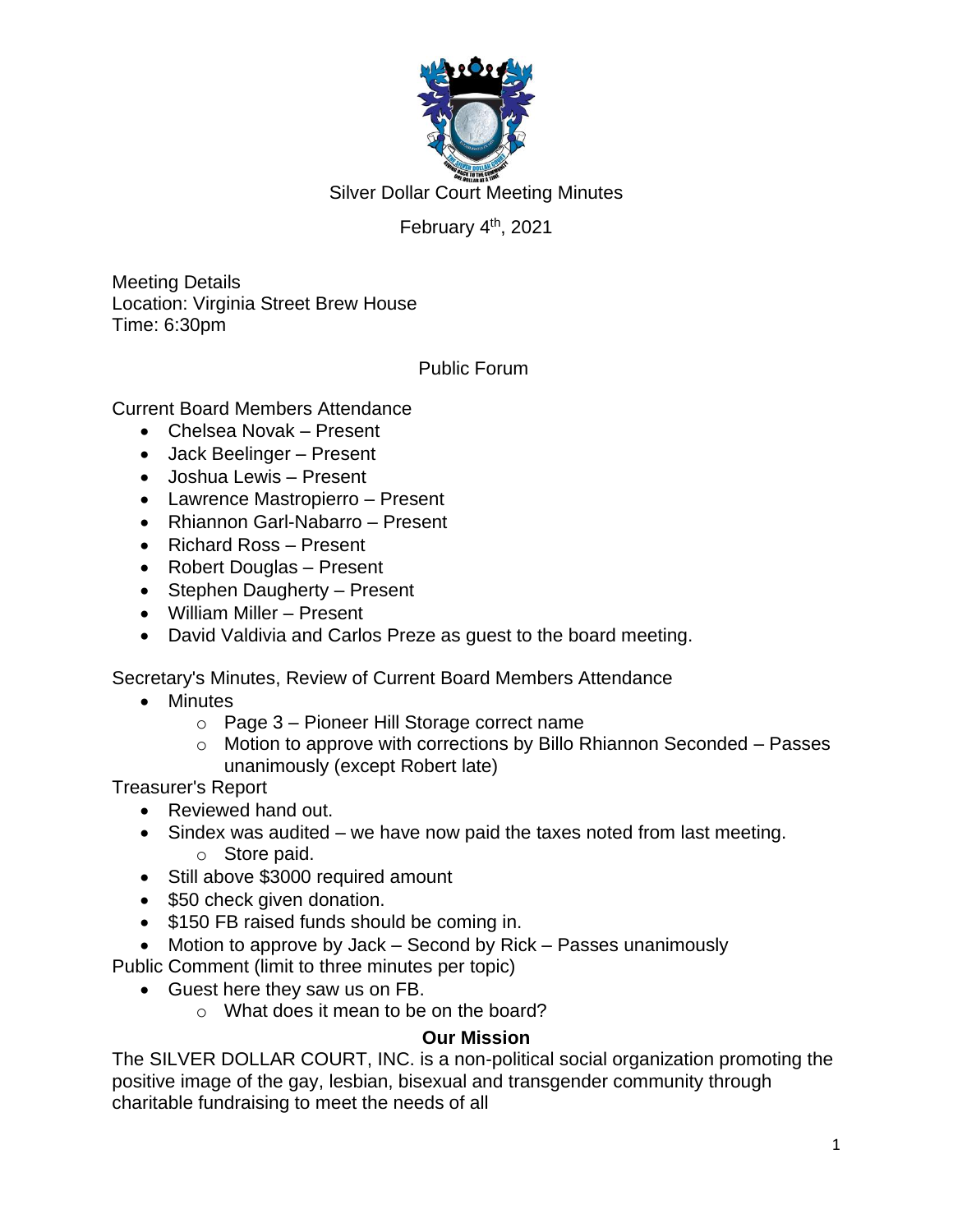# Silver Dollar Court Meeting Minutes

February 4th, 2021

Meeting Details
Location: Virginia Street Brew House
Time: 6:30pm

Public Forum

Current Board Members Attendance

- Chelsea Novak – Present
- Jack Beelinger – Present
- Joshua Lewis – Present
- Lawrence Mastropierro – Present
- Rhiannon Garl-Nabarro – Present
- Richard Ross – Present
- Robert Douglas – Present
- Stephen Daugherty – Present
- William Miller – Present
- David Valdivia and Carlos Preze as guest to the board meeting.

Secretary's Minutes, Review of Current Board Members Attendance

- Minutes
  - Page 3 – Pioneer Hill Storage correct name
  - Motion to approve with corrections by Billo Rhiannon Seconded – Passes unanimously (except Robert late)

Treasurer's Report

- Reviewed hand out.
- Sindex was audited – we have now paid the taxes noted from last meeting.
  - Store paid.
- Still above $3000 required amount
- $50 check given donation.
- $150 FB raised funds should be coming in.
- Motion to approve by Jack – Second by Rick – Passes unanimously

Public Comment (limit to three minutes per topic)

- Guest here they saw us on FB.
  - What does it mean to be on the board?

**Our Mission**

The SILVER DOLLAR COURT, INC. is a non-political social organization promoting the positive image of the gay, lesbian, bisexual and transgender community through charitable fundraising to meet the needs of all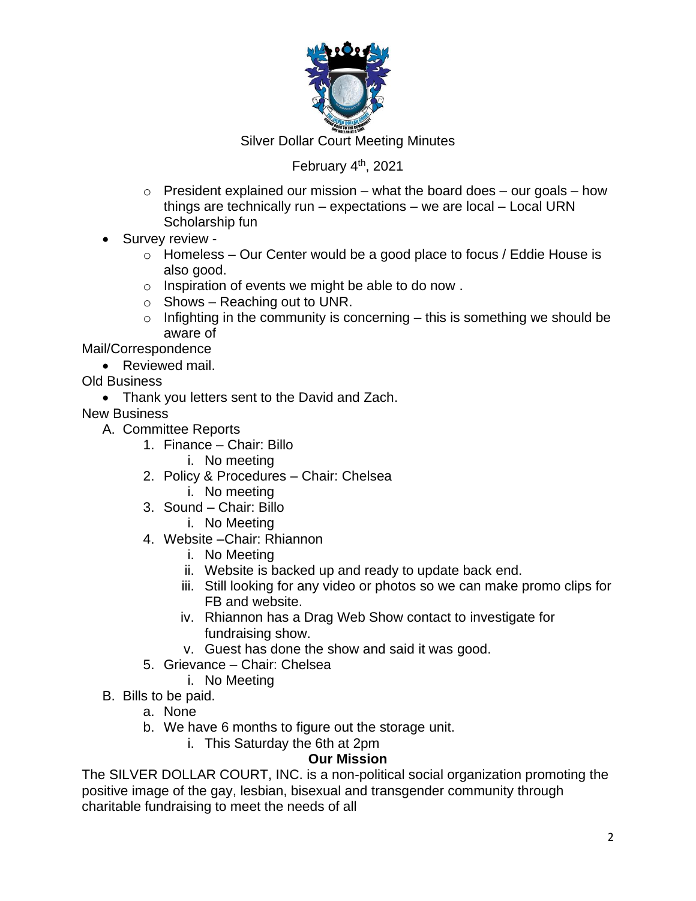Silver Dollar Court Meeting Minutes

February 4th, 2021

- President explained our mission – what the board does – our goals – how things are technically run – expectations – we are local – Local URN Scholarship fun
- Survey review -
  - Homeless – Our Center would be a good place to focus / Eddie House is also good.
  - Inspiration of events we might be able to do now .
  - Shows – Reaching out to UNR.
  - Infighting in the community is concerning – this is something we should be aware of

Mail/Correspondence

- Reviewed mail.

Old Business

- Thank you letters sent to the David and Zach.

New Business

A. Committee Reports
   1. Finance – Chair: Billo
      i. No meeting
   2. Policy & Procedures – Chair: Chelsea
      i. No meeting
   3. Sound – Chair: Billo
      i. No Meeting
   4. Website –Chair: Rhiannon
      i. No Meeting
      ii. Website is backed up and ready to update back end.
      iii. Still looking for any video or photos so we can make promo clips for FB and website.
      iv. Rhiannon has a Drag Web Show contact to investigate for fundraising show.
      v. Guest has done the show and said it was good.
   5. Grievance – Chair: Chelsea
      i. No Meeting
B. Bills to be paid.
   a. None
   b. We have 6 months to figure out the storage unit.
      i. This Saturday the 6th at 2pm

**Our Mission**

The SILVER DOLLAR COURT, INC. is a non-political social organization promoting the positive image of the gay, lesbian, bisexual and transgender community through charitable fundraising to meet the needs of all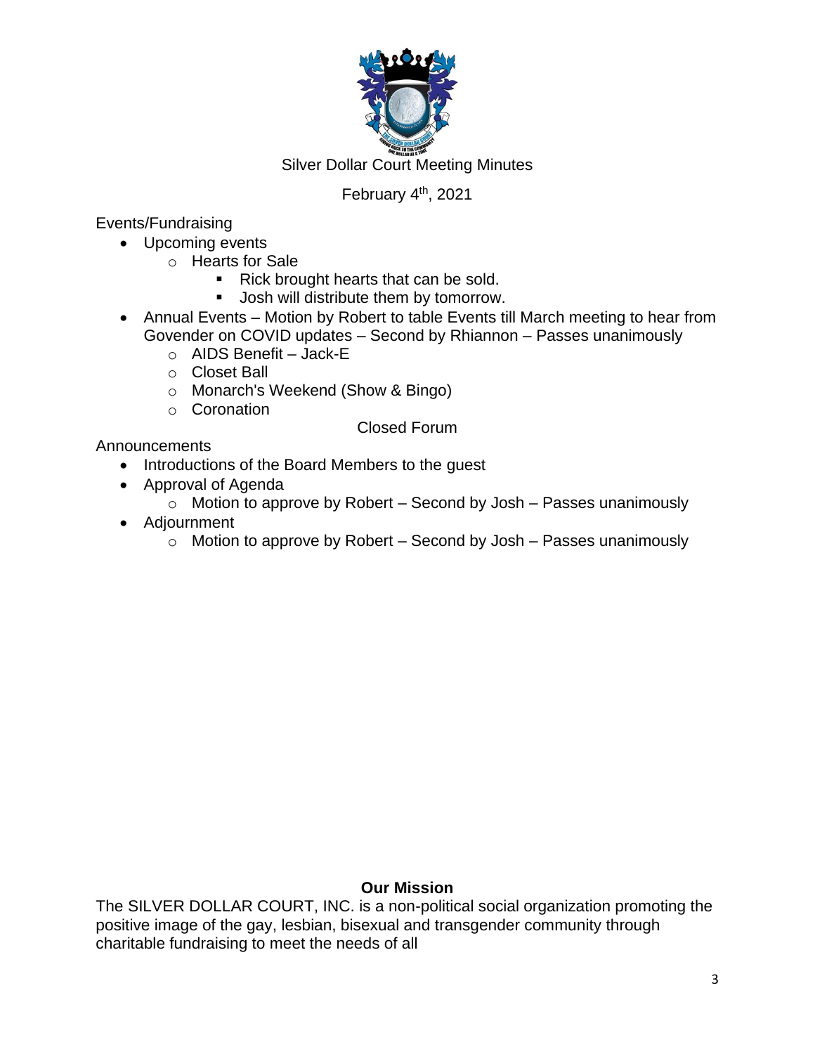Silver Dollar Court Meeting Minutes

February 4th, 2021

Events/Fundraising

- Upcoming events
  - Hearts for Sale
    - Rick brought hearts that can be sold.
    - Josh will distribute them by tomorrow.
- Annual Events – Motion by Robert to table Events till March meeting to hear from Govender on COVID updates – Second by Rhiannon – Passes unanimously
  - AIDS Benefit – Jack-E
  - Closet Ball
  - Monarch's Weekend (Show & Bingo)
  - Coronation

Closed Forum

Announcements

- Introductions of the Board Members to the guest
- Approval of Agenda
  - Motion to approve by Robert – Second by Josh – Passes unanimously
- Adjournment
  - Motion to approve by Robert – Second by Josh – Passes unanimously

**Our Mission**

The SILVER DOLLAR COURT, INC. is a non-political social organization promoting the positive image of the gay, lesbian, bisexual and transgender community through charitable fundraising to meet the needs of all